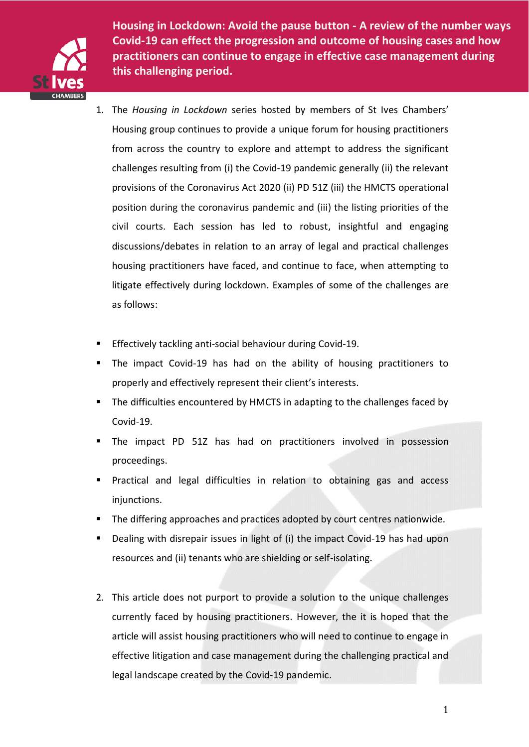# Housing in Lockdown: Avoid the pause button - A review of the number ways Covid-19 can effect the progression and outcome of housing cases and how practitioners can continue to engage in effective case management during this challenging period.

1. The *Housing in Lockdown* series hosted by members of St Ives Chambers' Housing group continues to provide a unique forum for housing practitioners from across the country to explore and attempt to address the significant challenges resulting from (i) the Covid-19 pandemic generally (ii) the relevant provisions of the Coronavirus Act 2020 (ii) PD 51Z (iii) the HMCTS operational position during the coronavirus pandemic and (iii) the listing priorities of the civil courts. Each session has led to robust, insightful and engaging discussions/debates in relation to an array of legal and practical challenges housing practitioners have faced, and continue to face, when attempting to litigate effectively during lockdown. Examples of some of the challenges are as follows:

- Effectively tackling anti-social behaviour during Covid-19.
- The impact Covid-19 has had on the ability of housing practitioners to properly and effectively represent their client's interests.
- The difficulties encountered by HMCTS in adapting to the challenges faced by Covid-19.
- The impact PD 51Z has had on practitioners involved in possession proceedings.
- Practical and legal difficulties in relation to obtaining gas and access injunctions.
- The differing approaches and practices adopted by court centres nationwide.
- Dealing with disrepair issues in light of (i) the impact Covid-19 has had upon resources and (ii) tenants who are shielding or self-isolating.

2. This article does not purport to provide a solution to the unique challenges currently faced by housing practitioners. However, the it is hoped that the article will assist housing practitioners who will need to continue to engage in effective litigation and case management during the challenging practical and legal landscape created by the Covid-19 pandemic.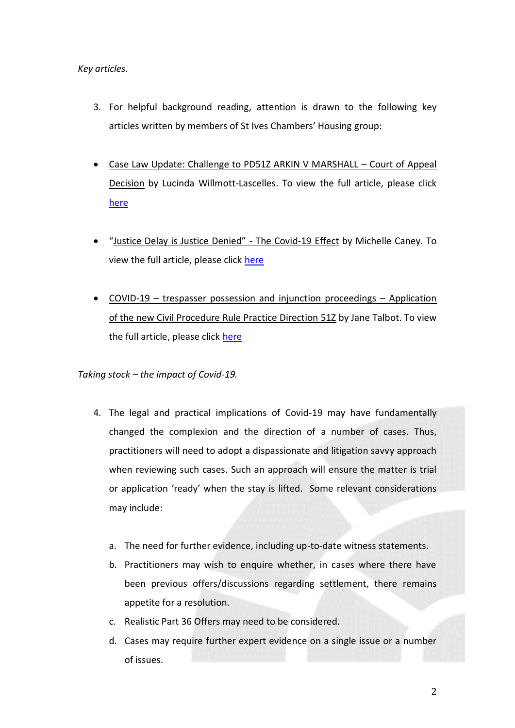*Key articles.*

3. For helpful background reading, attention is drawn to the following key articles written by members of St Ives Chambers' Housing group:

- Case Law Update: Challenge to PD51Z ARKIN V MARSHALL – Court of Appeal Decision by Lucinda Willmott-Lascelles. To view the full article, please click here

- "Justice Delay is Justice Denied" - The Covid-19 Effect by Michelle Caney. To view the full article, please click here

- COVID-19 – trespasser possession and injunction proceedings – Application of the new Civil Procedure Rule Practice Direction 51Z by Jane Talbot. To view the full article, please click here

*Taking stock – the impact of Covid-19.*

4. The legal and practical implications of Covid-19 may have fundamentally changed the complexion and the direction of a number of cases. Thus, practitioners will need to adopt a dispassionate and litigation savvy approach when reviewing such cases. Such an approach will ensure the matter is trial or application 'ready' when the stay is lifted. Some relevant considerations may include:

   a. The need for further evidence, including up-to-date witness statements.
   b. Practitioners may wish to enquire whether, in cases where there have been previous offers/discussions regarding settlement, there remains appetite for a resolution.
   c. Realistic Part 36 Offers may need to be considered.
   d. Cases may require further expert evidence on a single issue or a number of issues.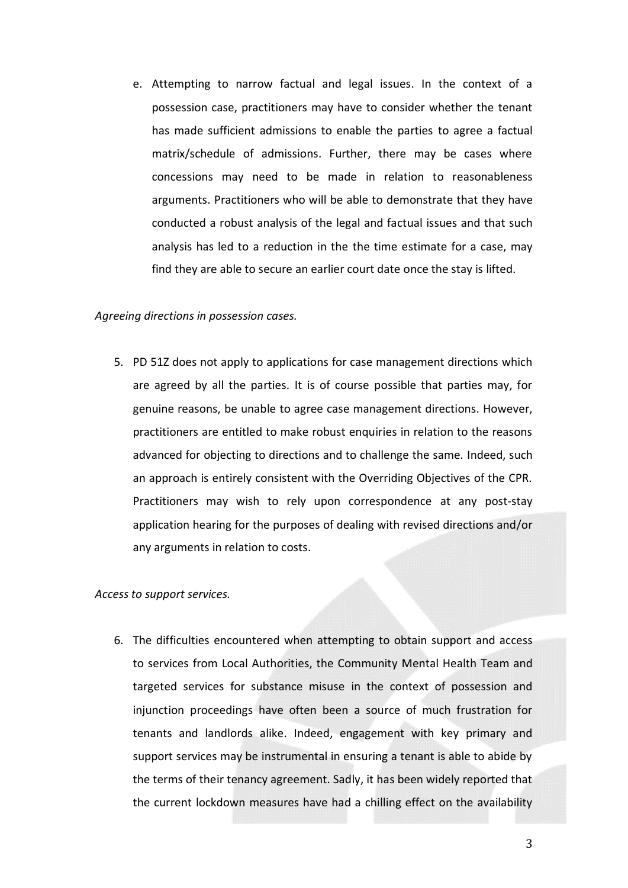e. Attempting to narrow factual and legal issues. In the context of a possession case, practitioners may have to consider whether the tenant has made sufficient admissions to enable the parties to agree a factual matrix/schedule of admissions. Further, there may be cases where concessions may need to be made in relation to reasonableness arguments. Practitioners who will be able to demonstrate that they have conducted a robust analysis of the legal and factual issues and that such analysis has led to a reduction in the the time estimate for a case, may find they are able to secure an earlier court date once the stay is lifted.

*Agreeing directions in possession cases.*

5. PD 51Z does not apply to applications for case management directions which are agreed by all the parties. It is of course possible that parties may, for genuine reasons, be unable to agree case management directions. However, practitioners are entitled to make robust enquiries in relation to the reasons advanced for objecting to directions and to challenge the same. Indeed, such an approach is entirely consistent with the Overriding Objectives of the CPR. Practitioners may wish to rely upon correspondence at any post-stay application hearing for the purposes of dealing with revised directions and/or any arguments in relation to costs.

*Access to support services.*

6. The difficulties encountered when attempting to obtain support and access to services from Local Authorities, the Community Mental Health Team and targeted services for substance misuse in the context of possession and injunction proceedings have often been a source of much frustration for tenants and landlords alike. Indeed, engagement with key primary and support services may be instrumental in ensuring a tenant is able to abide by the terms of their tenancy agreement. Sadly, it has been widely reported that the current lockdown measures have had a chilling effect on the availability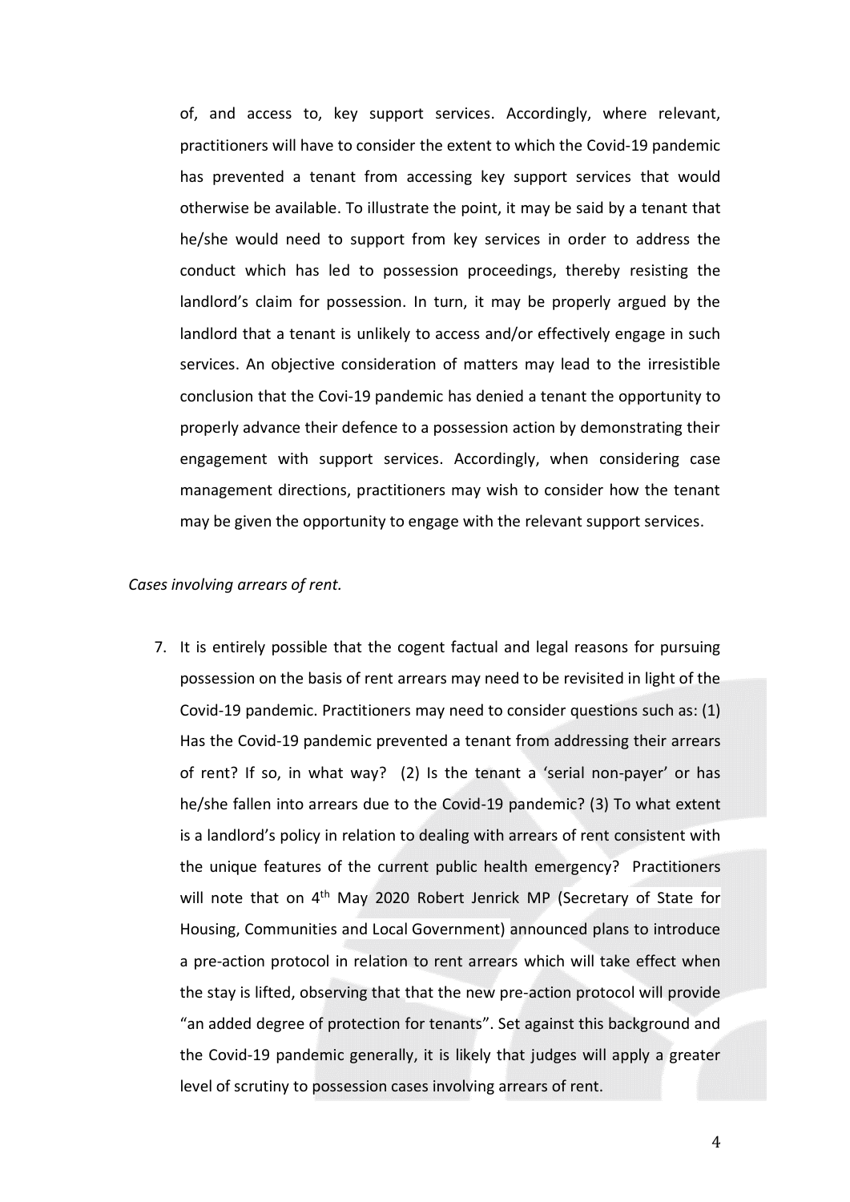of, and access to, key support services. Accordingly, where relevant, practitioners will have to consider the extent to which the Covid-19 pandemic has prevented a tenant from accessing key support services that would otherwise be available. To illustrate the point, it may be said by a tenant that he/she would need to support from key services in order to address the conduct which has led to possession proceedings, thereby resisting the landlord's claim for possession. In turn, it may be properly argued by the landlord that a tenant is unlikely to access and/or effectively engage in such services. An objective consideration of matters may lead to the irresistible conclusion that the Covi-19 pandemic has denied a tenant the opportunity to properly advance their defence to a possession action by demonstrating their engagement with support services. Accordingly, when considering case management directions, practitioners may wish to consider how the tenant may be given the opportunity to engage with the relevant support services.

*Cases involving arrears of rent.*

7. It is entirely possible that the cogent factual and legal reasons for pursuing possession on the basis of rent arrears may need to be revisited in light of the Covid-19 pandemic. Practitioners may need to consider questions such as: (1) Has the Covid-19 pandemic prevented a tenant from addressing their arrears of rent? If so, in what way? (2) Is the tenant a 'serial non-payer' or has he/she fallen into arrears due to the Covid-19 pandemic? (3) To what extent is a landlord's policy in relation to dealing with arrears of rent consistent with the unique features of the current public health emergency? Practitioners will note that on 4th May 2020 Robert Jenrick MP (Secretary of State for Housing, Communities and Local Government) announced plans to introduce a pre-action protocol in relation to rent arrears which will take effect when the stay is lifted, observing that that the new pre-action protocol will provide "an added degree of protection for tenants". Set against this background and the Covid-19 pandemic generally, it is likely that judges will apply a greater level of scrutiny to possession cases involving arrears of rent.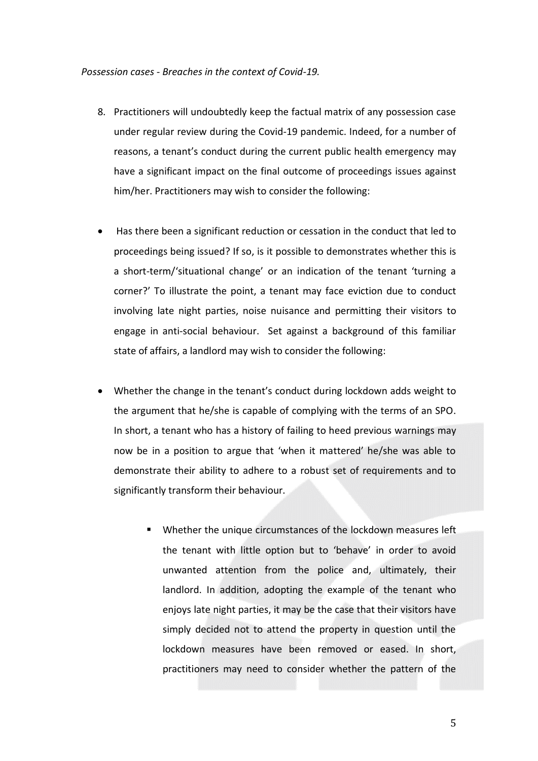*Possession cases - Breaches in the context of Covid-19.*

8. Practitioners will undoubtedly keep the factual matrix of any possession case under regular review during the Covid-19 pandemic. Indeed, for a number of reasons, a tenant's conduct during the current public health emergency may have a significant impact on the final outcome of proceedings issues against him/her. Practitioners may wish to consider the following:

- Has there been a significant reduction or cessation in the conduct that led to proceedings being issued? If so, is it possible to demonstrates whether this is a short-term/'situational change' or an indication of the tenant 'turning a corner?' To illustrate the point, a tenant may face eviction due to conduct involving late night parties, noise nuisance and permitting their visitors to engage in anti-social behaviour. Set against a background of this familiar state of affairs, a landlord may wish to consider the following:

- Whether the change in the tenant's conduct during lockdown adds weight to the argument that he/she is capable of complying with the terms of an SPO. In short, a tenant who has a history of failing to heed previous warnings may now be in a position to argue that 'when it mattered' he/she was able to demonstrate their ability to adhere to a robust set of requirements and to significantly transform their behaviour.

    - Whether the unique circumstances of the lockdown measures left the tenant with little option but to 'behave' in order to avoid unwanted attention from the police and, ultimately, their landlord. In addition, adopting the example of the tenant who enjoys late night parties, it may be the case that their visitors have simply decided not to attend the property in question until the lockdown measures have been removed or eased. In short, practitioners may need to consider whether the pattern of the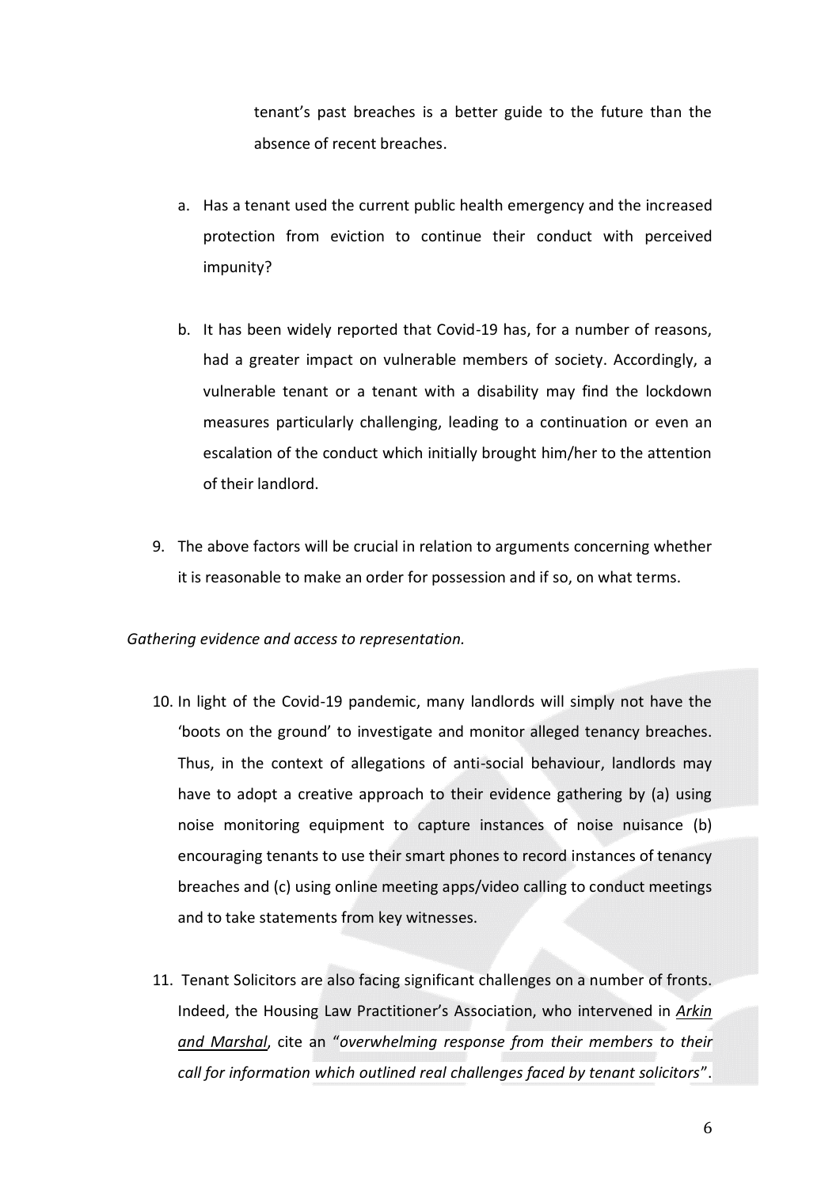tenant's past breaches is a better guide to the future than the absence of recent breaches.

a. Has a tenant used the current public health emergency and the increased protection from eviction to continue their conduct with perceived impunity?

b. It has been widely reported that Covid-19 has, for a number of reasons, had a greater impact on vulnerable members of society. Accordingly, a vulnerable tenant or a tenant with a disability may find the lockdown measures particularly challenging, leading to a continuation or even an escalation of the conduct which initially brought him/her to the attention of their landlord.

9. The above factors will be crucial in relation to arguments concerning whether it is reasonable to make an order for possession and if so, on what terms.

*Gathering evidence and access to representation.*

10. In light of the Covid-19 pandemic, many landlords will simply not have the 'boots on the ground' to investigate and monitor alleged tenancy breaches. Thus, in the context of allegations of anti-social behaviour, landlords may have to adopt a creative approach to their evidence gathering by (a) using noise monitoring equipment to capture instances of noise nuisance (b) encouraging tenants to use their smart phones to record instances of tenancy breaches and (c) using online meeting apps/video calling to conduct meetings and to take statements from key witnesses.

11. Tenant Solicitors are also facing significant challenges on a number of fronts. Indeed, the Housing Law Practitioner's Association, who intervened in *Arkin and Marshal*, cite an "*overwhelming response from their members to their call for information which outlined real challenges faced by tenant solicitors*".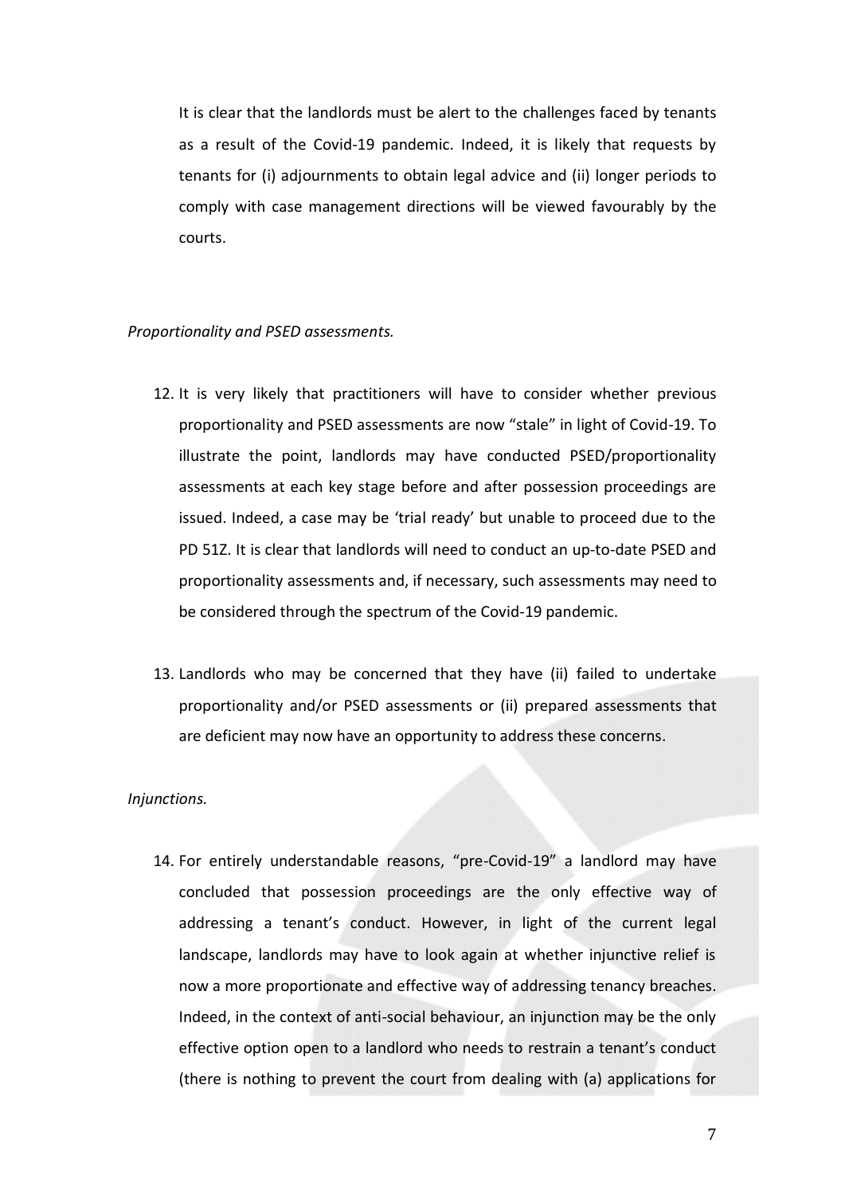It is clear that the landlords must be alert to the challenges faced by tenants as a result of the Covid-19 pandemic. Indeed, it is likely that requests by tenants for (i) adjournments to obtain legal advice and (ii) longer periods to comply with case management directions will be viewed favourably by the courts.

*Proportionality and PSED assessments.*

12. It is very likely that practitioners will have to consider whether previous proportionality and PSED assessments are now "stale" in light of Covid-19. To illustrate the point, landlords may have conducted PSED/proportionality assessments at each key stage before and after possession proceedings are issued. Indeed, a case may be 'trial ready' but unable to proceed due to the PD 51Z. It is clear that landlords will need to conduct an up-to-date PSED and proportionality assessments and, if necessary, such assessments may need to be considered through the spectrum of the Covid-19 pandemic.

13. Landlords who may be concerned that they have (ii) failed to undertake proportionality and/or PSED assessments or (ii) prepared assessments that are deficient may now have an opportunity to address these concerns.

*Injunctions.*

14. For entirely understandable reasons, "pre-Covid-19" a landlord may have concluded that possession proceedings are the only effective way of addressing a tenant's conduct. However, in light of the current legal landscape, landlords may have to look again at whether injunctive relief is now a more proportionate and effective way of addressing tenancy breaches. Indeed, in the context of anti-social behaviour, an injunction may be the only effective option open to a landlord who needs to restrain a tenant's conduct (there is nothing to prevent the court from dealing with (a) applications for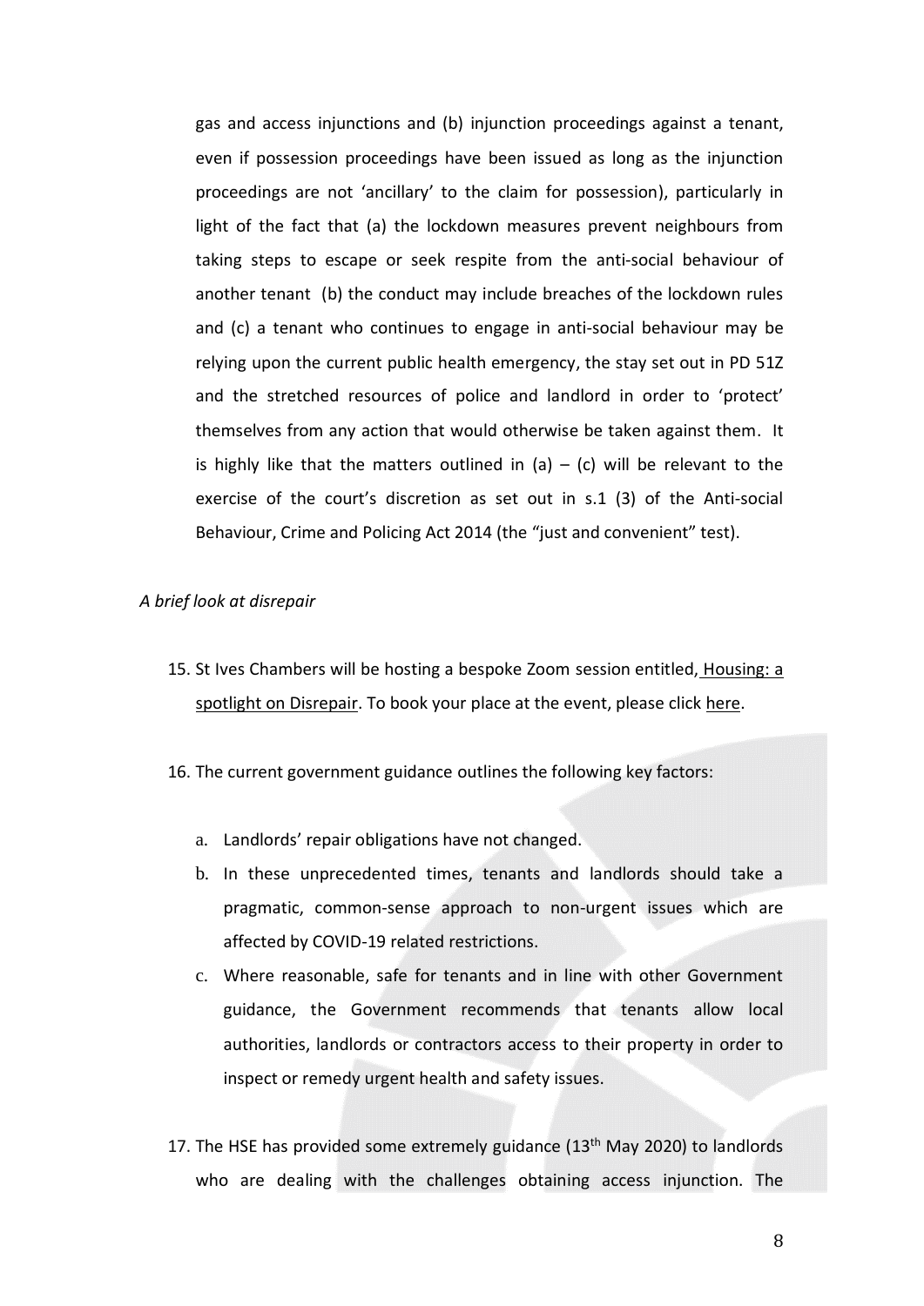gas and access injunctions and (b) injunction proceedings against a tenant, even if possession proceedings have been issued as long as the injunction proceedings are not 'ancillary' to the claim for possession), particularly in light of the fact that (a) the lockdown measures prevent neighbours from taking steps to escape or seek respite from the anti-social behaviour of another tenant (b) the conduct may include breaches of the lockdown rules and (c) a tenant who continues to engage in anti-social behaviour may be relying upon the current public health emergency, the stay set out in PD 51Z and the stretched resources of police and landlord in order to 'protect' themselves from any action that would otherwise be taken against them. It is highly like that the matters outlined in (a) – (c) will be relevant to the exercise of the court's discretion as set out in s.1 (3) of the Anti-social Behaviour, Crime and Policing Act 2014 (the "just and convenient" test).

*A brief look at disrepair*

15. St Ives Chambers will be hosting a bespoke Zoom session entitled, Housing: a spotlight on Disrepair. To book your place at the event, please click here.

16. The current government guidance outlines the following key factors:

    a. Landlords' repair obligations have not changed.
    b. In these unprecedented times, tenants and landlords should take a pragmatic, common-sense approach to non-urgent issues which are affected by COVID-19 related restrictions.
    c. Where reasonable, safe for tenants and in line with other Government guidance, the Government recommends that tenants allow local authorities, landlords or contractors access to their property in order to inspect or remedy urgent health and safety issues.

17. The HSE has provided some extremely guidance (13th May 2020) to landlords who are dealing with the challenges obtaining access injunction. The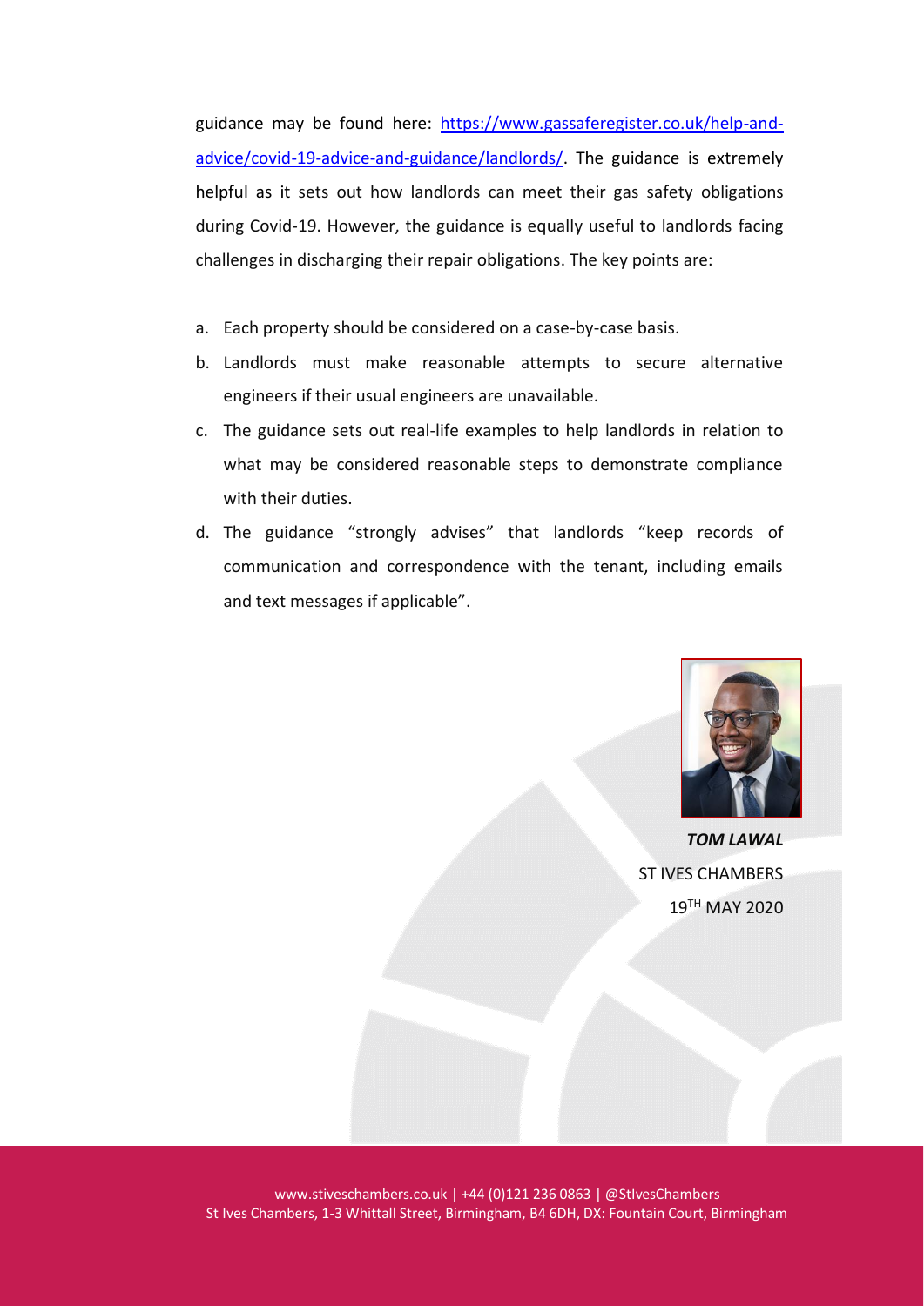guidance may be found here: [https://www.gassaferegister.co.uk/help-and-advice/covid-19-advice-and-guidance/landlords/](https://www.gassaferegister.co.uk/help-and-advice/covid-19-advice-and-guidance/landlords/). The guidance is extremely helpful as it sets out how landlords can meet their gas safety obligations during Covid-19. However, the guidance is equally useful to landlords facing challenges in discharging their repair obligations. The key points are:

a. Each property should be considered on a case-by-case basis.
b. Landlords must make reasonable attempts to secure alternative engineers if their usual engineers are unavailable.
c. The guidance sets out real-life examples to help landlords in relation to what may be considered reasonable steps to demonstrate compliance with their duties.
d. The guidance "strongly advises" that landlords "keep records of communication and correspondence with the tenant, including emails and text messages if applicable".

***TOM LAWAL***

ST IVES CHAMBERS

19TH MAY 2020

www.stiveschambers.co.uk | +44 (0)121 236 0863 | @StIvesChambers
St Ives Chambers, 1-3 Whittall Street, Birmingham, B4 6DH, DX: Fountain Court, Birmingham